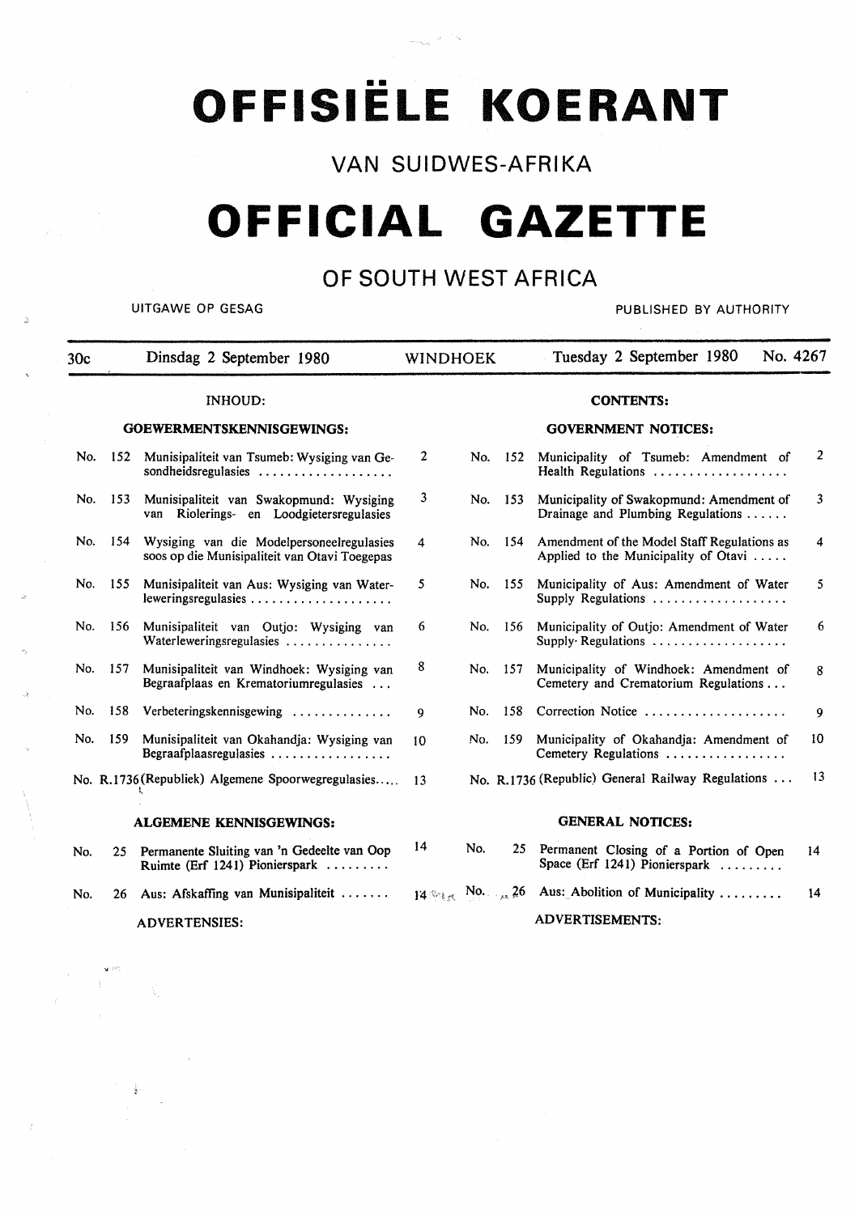# OFFISIËLE KOERANT

## VAN SUIDWES-AFRIKA

# OFFICIAL GAZETTE

## OF SOUTH WEST AFRICA

UITGAWE OP GESAG — PUBLISHED BY AUTHORITY

30c — Dinsdag 2 September 1980 — WINDHOEK — Tuesday 2 September 1980 — No. 4267

### INHOUD:

#### GOEWERMENTSKENNISGEWINGS:

| No. | | Bladsy |
|---|---|---|
| No. 152 | Munisipaliteit van Tsumeb: Wysiging van Gesondheidsregulasies | 2 |
| No. 153 | Munisipaliteit van Swakopmund: Wysiging van Riolerings- en Loodgietersregulasies | 3 |
| No. 154 | Wysiging van die Modelpersoneelregulasies soos op die Munisipaliteit van Otavi Toegepas | 4 |
| No. 155 | Munisipaliteit van Aus: Wysiging van Waterleweringsregulasies | 5 |
| No. 156 | Munisipaliteit van Outjo: Wysiging van Waterleweringsregulasies | 6 |
| No. 157 | Munisipaliteit van Windhoek: Wysiging van Begraafplaas en Krematoriumregulasies | 8 |
| No. 158 | Verbeteringskennisgewing | 9 |
| No. 159 | Munisipaliteit van Okahandja: Wysiging van Begraafplaasregulasies | 10 |
| No. R.1736 | (Republiek) Algemene Spoorwegregulasies | 13 |

#### ALGEMENE KENNISGEWINGS:

| No. | | Bladsy |
|---|---|---|
| No. 25 | Permanente Sluiting van 'n Gedeelte van Oop Ruimte (Erf 1241) Pionierspark | 14 |
| No. 26 | Aus: Afskaffing van Munisipaliteit | 14 |

ADVERTENSIES:

### CONTENTS:

#### GOVERNMENT NOTICES:

| No. | | Page |
|---|---|---|
| No. 152 | Municipality of Tsumeb: Amendment of Health Regulations | 2 |
| No. 153 | Municipality of Swakopmund: Amendment of Drainage and Plumbing Regulations | 3 |
| No. 154 | Amendment of the Model Staff Regulations as Applied to the Municipality of Otavi | 4 |
| No. 155 | Municipality of Aus: Amendment of Water Supply Regulations | 5 |
| No. 156 | Municipality of Outjo: Amendment of Water Supply Regulations | 6 |
| No. 157 | Municipality of Windhoek: Amendment of Cemetery and Crematorium Regulations | 8 |
| No. 158 | Correction Notice | 9 |
| No. 159 | Municipality of Okahandja: Amendment of Cemetery Regulations | 10 |
| No. R.1736 | (Republic) General Railway Regulations | 13 |

#### GENERAL NOTICES:

| No. | | Page |
|---|---|---|
| No. 25 | Permanent Closing of a Portion of Open Space (Erf 1241) Pionierspark | 14 |
| No. 26 | Aus: Abolition of Municipality | 14 |

ADVERTISEMENTS: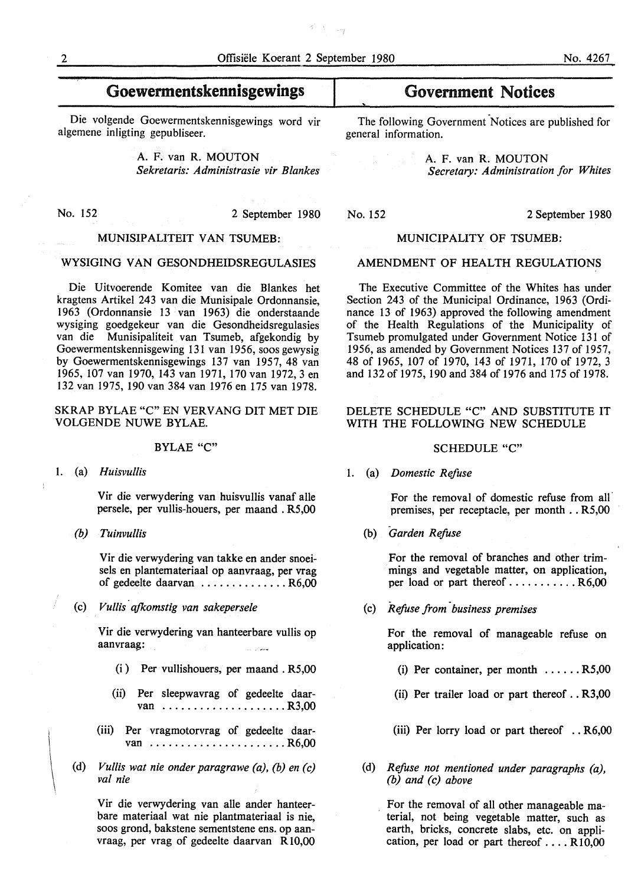# Goewermentskennisgewings

Die volgende Goewermentskennisgewings word vir algemene inligting gepubliseer.

A. F. van R. MOUTON
*Sekretaris: Administrasie vir Blankes*

No. 152 — 2 September 1980

MUNISIPALITEIT VAN TSUMEB:

WYSIGING VAN GESONDHEIDSREGULASIES

Die Uitvoerende Komitee van die Blankes het kragtens Artikel 243 van die Munisipale Ordonnansie, 1963 (Ordonnansie 13 van 1963) die onderstaande wysiging goedgekeur van die Gesondheidsregulasies van die Munisipaliteit van Tsumeb, afgekondig by Goewermentskennisgewing 131 van 1956, soos gewysig by Goewermentskennisgewings 137 van 1957, 48 van 1965, 107 van 1970, 143 van 1971, 170 van 1972, 3 en 132 van 1975, 190 van 384 van 1976 en 175 van 1978.

SKRAP BYLAE "C" EN VERVANG DIT MET DIE VOLGENDE NUWE BYLAE.

BYLAE "C"

1. (a) *Huisvullis*

   Vir die verwydering van huisvullis vanaf alle persele, per vullis-houers, per maand . R5,00

   (b) *Tuinvullis*

   Vir die verwydering van takke en ander snoeisels en plantemateriaal op aanvraag, per vrag of gedeelte daarvan .............. R6,00

   (c) *Vullis afkomstig van sakepersele*

   Vir die verwydering van hanteerbare vullis op aanvraag:

   (i) Per vullishouers, per maand . R5,00

   (ii) Per sleepwavrag of gedeelte daarvan .................... R3,00

   (iii) Per vragmotorvrag of gedeelte daarvan ...................... R6,00

   (d) *Vullis wat nie onder paragrawe (a), (b) en (c) val nie*

   Vir die verwydering van alle ander hanteerbare materiaal wat nie plantmateriaal is nie, soos grond, bakstene sementstene ens. op aanvraag, per vrag of gedeelte daarvan R10,00

# Government Notices

The following Government Notices are published for general information.

A. F. van R. MOUTON
*Secretary: Administration for Whites*

No. 152 — 2 September 1980

MUNICIPALITY OF TSUMEB:

AMENDMENT OF HEALTH REGULATIONS

The Executive Committee of the Whites has under Section 243 of the Municipal Ordinance, 1963 (Ordinance 13 of 1963) approved the following amendment of the Health Regulations of the Municipality of Tsumeb promulgated under Government Notice 131 of 1956, as amended by Government Notices 137 of 1957, 48 of 1965, 107 of 1970, 143 of 1971, 170 of 1972, 3 and 132 of 1975, 190 and 384 of 1976 and 175 of 1978.

DELETE SCHEDULE "C" AND SUBSTITUTE IT WITH THE FOLLOWING NEW SCHEDULE

SCHEDULE "C"

1. (a) *Domestic Refuse*

   For the removal of domestic refuse from all premises, per receptacle, per month . . R5,00

   (b) *Garden Refuse*

   For the removal of branches and other trimmings and vegetable matter, on application, per load or part thereof ........... R6,00

   (c) *Refuse from business premises*

   For the removal of manageable refuse on application:

   (i) Per container, per month ...... R5,00

   (ii) Per trailer load or part thereof . . R3,00

   (iii) Per lorry load or part thereof . . R6,00

   (d) *Refuse not mentioned under paragraphs (a), (b) and (c) above*

   For the removal of all other manageable material, not being vegetable matter, such as earth, bricks, concrete slabs, etc. on application, per load or part thereof .... R10,00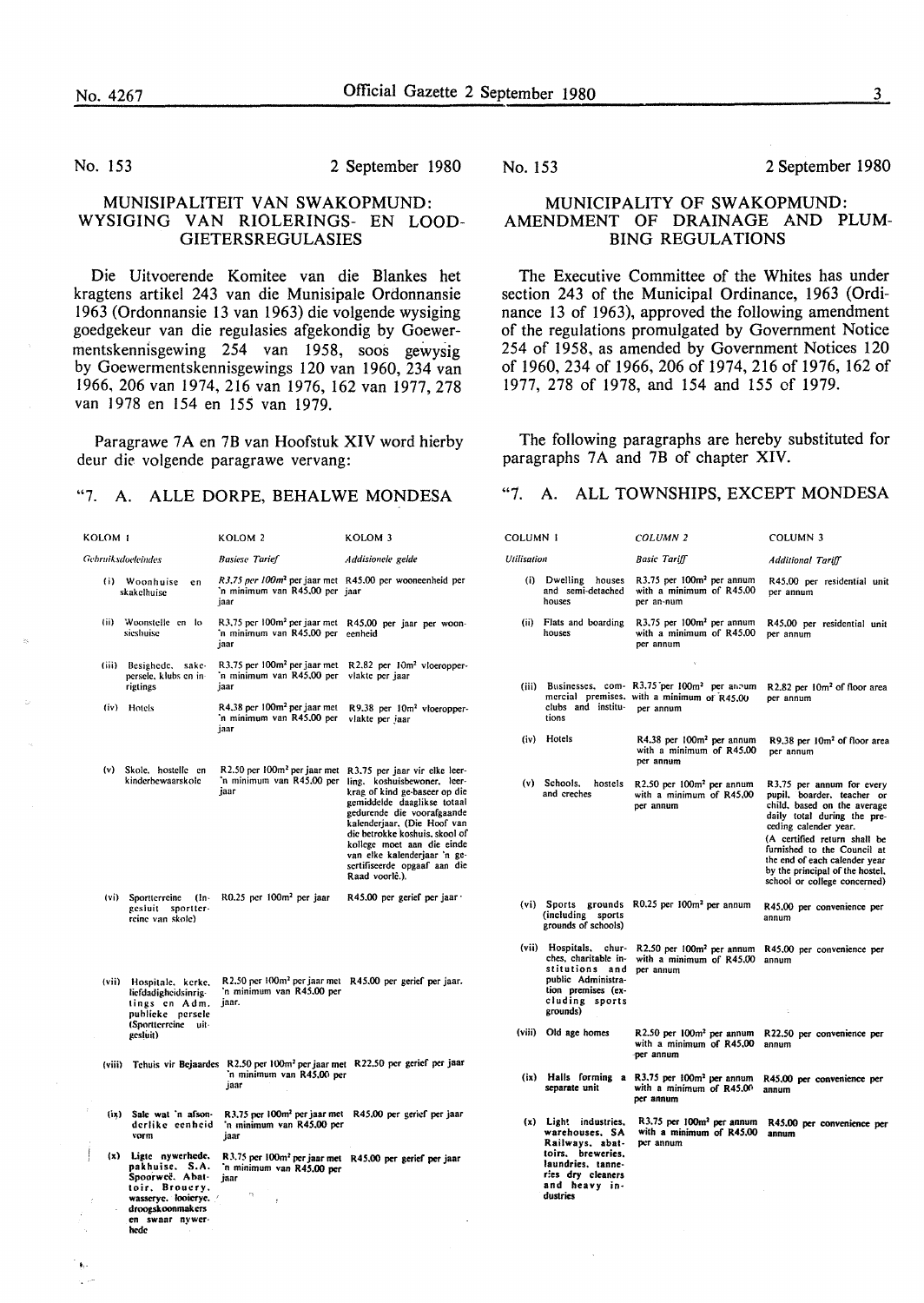No. 153 — 2 September 1980

## MUNISIPALITEIT VAN SWAKOPMUND: WYSIGING VAN RIOLERINGS- EN LOODGIETERSREGULASIES

Die Uitvoerende Komitee van die Blankes het kragtens artikel 243 van die Munisipale Ordonnansie 1963 (Ordonnansie 13 van 1963) die volgende wysiging goedgekeur van die regulasies afgekondig by Goewermentskennisgewing 254 van 1958, soos gewysig by Goewermentskennisgewings 120 van 1960, 234 van 1966, 206 van 1974, 216 van 1976, 162 van 1977, 278 van 1978 en 154 en 155 van 1979.

Paragrawe 7A en 7B van Hoofstuk XIV word hierby deur die volgende paragrawe vervang:

"7. A. ALLE DORPE, BEHALWE MONDESA

| KOLOM 1 | KOLOM 2 | KOLOM 3 |
|---|---|---|
| *Gebruiksdoeleindes* | *Basiese Tarief* | *Addisionele gelde* |
| (i) Woonhuise en skakelhuise | *R3,75 per 100m² per jaar met 'n minimum van R45,00 per jaar* | R45,00 per wooneenheid per jaar |
| (ii) Woonstelle en losieshuise | R3,75 per 100m² per jaar met 'n minimum van R45,00 per jaar | R45,00 per jaar per wooneenheid |
| (iii) Besighede, sakepersele, klubs en inrigtings | R3,75 per 100m² per jaar met 'n minimum van R45,00 per jaar | R2,82 per 10m² vloeroppervlakte per jaar |
| (iv) Hotels | R4,38 per 100m² per jaar met 'n minimum van R45,00 per jaar | R9,38 per 10m² vloeroppervlakte per jaar |
| (v) Skole, hostelle en kinderbewaarskole | R2,50 per 100m² per jaar met 'n minimum van R45,00 per jaar | R3,75 per jaar vir elke leerling, koshuisbewoner, leerkrag of kind ge-baseer op die gemiddelde daaglikse totaal gedurende die voorafgaande kalenderjaar. (Die Hoof van die betrokke koshuis, skool of kollege moet aan die einde van elke kalenderjaar 'n gesertifiseerde opgaaf aan die Raad voorlê.) |
| (vi) Sportterreine (Ingesluit sportterreine van skole) | R0,25 per 100m² per jaar | R45,00 per gerief per jaar |
| (vii) Hospitale, kerke, liefdadigheidsinrigtings en Adm. publieke persele (Sportterreine uitgesluit) | R2,50 per 100m² per jaar met 'n minimum van R45,00 per jaar. | R45,00 per gerief per jaar. |
| (viii) Tehuis vir Bejaardes | R2,50 per 100m² per jaar met 'n minimum van R45,00 per jaar | R22,50 per gerief per jaar |
| (ix) Sale wat 'n afsonderlike eenheid vorm | R3,75 per 100m² per jaar met 'n minimum van R45,00 per jaar | R45,00 per gerief per jaar |
| (x) Ligte nywerhede, pakhuise, S.A. Spoorweë, Abattoir, Brouery, wasserye, looierye, droogskoonmakers en swaar nywerhede | R3,75 per 100m² per jaar met 'n minimum van R45,00 per jaar | R45,00 per gerief per jaar |

No. 153 — 2 September 1980

## MUNICIPALITY OF SWAKOPMUND: AMENDMENT OF DRAINAGE AND PLUMBING REGULATIONS

The Executive Committee of the Whites has under section 243 of the Municipal Ordinance, 1963 (Ordinance 13 of 1963), approved the following amendment of the regulations promulgated by Government Notice 254 of 1958, as amended by Government Notices 120 of 1960, 234 of 1966, 206 of 1974, 216 of 1976, 162 of 1977, 278 of 1978, and 154 and 155 of 1979.

The following paragraphs are hereby substituted for paragraphs 7A and 7B of chapter XIV.

"7. A. ALL TOWNSHIPS, EXCEPT MONDESA

| COLUMN 1 | COLUMN 2 | COLUMN 3 |
|---|---|---|
| *Utilisation* | *Basic Tariff* | *Additional Tariff* |
| (i) Dwelling houses and semi-detached houses | R3,75 per 100m² per annum with a minimum of R45,00 per an-num | R45,00 per residential unit per annum |
| (ii) Flats and boarding houses | R3,75 per 100m² per annum with a minimum of R45,00 per annum | R45,00 per residential unit per annum |
| (iii) Businesses, commercial premises, clubs and institutions | R3,75 per 100m² per annum with a minimum of R45,00 per annum | R2,82 per 10m² of floor area per annum |
| (iv) Hotels | R4,38 per 100m² per annum with a minimum of R45,00 per annum | R9,38 per 10m² of floor area per annum |
| (v) Schools, hostels and creches | R2,50 per 100m² per annum with a minimum of R45,00 per annum | R3,75 per annum for every pupil, boarder, teacher or child, based on the average daily total during the preceding calender year. (A certified return shall be furnished to the Council at the end of each calender year by the principal of the hostel, school or college concerned) |
| (vi) Sports grounds (including sports grounds of schools) | R0,25 per 100m² per annum | R45,00 per convenience per annum |
| (vii) Hospitals, churches, charitable institutions and public Administration premises (excluding sports grounds) | R2,50 per 100m² per annum with a minimum of R45,00 per annum | R45,00 per convenience per annum |
| (viii) Old age homes | R2,50 per 100m² per annum with a minimum of R45,00 per annum | R22,50 per convenience per annum |
| (ix) Halls forming a separate unit | R3,75 per 100m² per annum with a minimum of R45,00 per annum | R45,00 per convenience per annum |
| (x) Light industries, warehouses, SA Railways, abattoirs, breweries, laundries, tanneries dry cleaners and heavy industries | R3,75 per 100m² per annum with a minimum of R45,00 per annum | R45,00 per convenience per annum |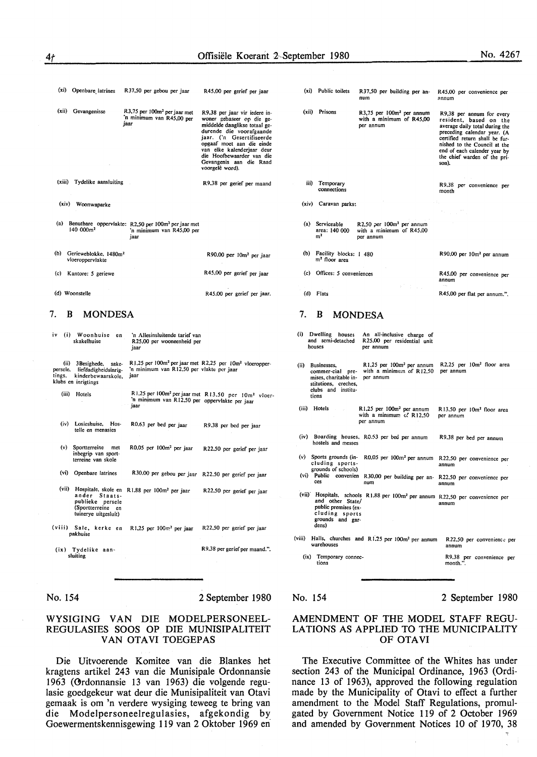| | | |
|---|---|---|
| (xi) Openbare latrines | R37,50 per gebou per jaar | R45,00 per gerief per jaar |
| (xii) Gevangenisse | R3,75 per 100m² per jaar met 'n minimum van R45,00 per jaar | R9,38 per jaar vir iedere inwoner gebaseer op die gemiddelde daaglikse totaal gedurende die voorafgaande jaar. ('n Gesertifiseerde opgaaf moet aan die einde van elke kalenderjaar deur die Hoofbewaarder van die Gevangenis aan die Raad voorgelê word). |
| (xiii) Tydelike aansluiting | | R9,38 per gerief per maand |
| (xiv) Woonwaparke | | |
| (a) Benutbare oppervlakte: 140 000m² | R2,50 per 100m² per jaar met 'n minimum van R45,00 per jaar | |
| (b) Gerieweblokke, 1480m² vloeroppervlakte | | R90,00 per 10m² per jaar |
| (c) Kantore: 5 geriewe | | R45,00 per gerief per jaar |
| (d) Woonstelle | | R45,00 per gerief per jaar. |

## 7. B MONDESA

| | | |
|---|---|---|
| iv (i) Woonhuise en skakelhuise | 'n Allesinsluitende tarief van R25,00 per wooneenheid per jaar | |
| (ii) 3Besighede, sakepersele, liefdadigheidsinrigtings, kinderbewaarskole, klubs en inrigtings | R1,25 per 100m² per jaar met 'n minimum van R12,50 per jaar | R2,25 per 10m² vloeroppervlakte per jaar |
| (iii) Hotels | R1,25 per 100m² per jaar met 'n minimum van R12,50 per jaar | R13,50 per 10m² vloeroppervlakte per jaar |
| (iv) Losieshuise, Hostelle en menasies | R0,63 per bed per jaar | R9,38 per bed per jaar |
| (v) Sportterreine met inbegrip van sportterreine van skole | R0,05 per 100m² per jaar | R22,50 per gerief per jaar |
| (vi) Openbare latrines | R30,00 per gebou per jaar | R22,50 per gerief per jaar |
| (vii) Hospitale, skole en ander Staatspublieke persele (Sportterreine en tuinerye uitgesluit) | R1,88 per 100m² per jaar | R22,50 per gerief per jaar |
| (viii) Sale, kerke en pakhuise | R1,25 per 100m² per jaar | R22,50 per gerief per jaar |
| (ix) Tydelike aansluiting | | R9,38 per gerief per maand.". |

| | | |
|---|---|---|
| (xi) Public toilets | R37,50 per building per annum | R45,00 per convenience per annum |
| (xii) Prisons | R3,75 per 100m² per annum with a minimum of R45,00 per annum | R9,38 per annum for every resident, based on the average daily total during the preceding calendar year. (A certified return shall be furnished to the Council at the end of each calender year by the chief warden of the prison). |
| iii) Temporary connections | | R9,38 per convenience per month |
| (xiv) Caravan parks: | | |
| (a) Serviceable area: 140 000 m² | R2,50 per 100m² per annum with a minimum of R45,00 per annum | |
| (b) Facility blocks: 1 480 m² floor area | | R90,00 per 10m² per annum |
| (c) Offices: 5 conveniences | | R45,00 per convenience per annum |
| (d) Flats | | R45,00 per flat per annum.". |

## 7. B MONDESA

| | | |
|---|---|---|
| (i) Dwelling houses and semi-detached houses | An all-inclusive charge of R25,00 per residential unit per annum | |
| (ii) Businesses, commer-cial premises, charitable institutions, creches, clubs and institutions | R1,25 per 100m² per annum with a minimum of R12,50 per annum | R2,25 per 10m² floor area per annum |
| (iii) Hotels | R1,25 per 100m² per annum with a minimum of R12,50 per annum | R13,50 per 10m² floor area per annum |
| (iv) Boarding houses, hostels and messes | R0,53 per bed per annum | R9,38 per bed per annum |
| (v) Sports grounds (including sports-grounds of schools) | R0,05 per 100m² per annum | R22,50 per convenience per annum |
| (vi) Public conveniences | R30,00 per building per annum | R22,50 per convenience per annum |
| (vii) Hospitals, schools and other State/public premises (excluding sports grounds and gardens) | R1,88 per 100m² per annum | R22,50 per convenience per annum |
| (viii) Halls, churches and warehouses | R1,25 per 100m² per annum | R22,50 per convenience per annum |
| (ix) Temporary connections | | R9,38 per convenience per month.". |

No. 154 — 2 September 1980

## WYSIGING VAN DIE MODELPERSONEEL-REGULASIES SOOS OP DIE MUNISIPALITEIT VAN OTAVI TOEGEPAS

Die Uitvoerende Komitee van die Blankes het kragtens artikel 243 van die Munisipale Ordonnansie 1963 (Ordonnansie 13 van 1963) die volgende regulasie goedgekeur wat deur die Munisipaliteit van Otavi gemaak is om 'n verdere wysiging teweeg te bring van die Modelpersoneelregulasies, afgekondig by Goewermentskennisgewing 119 van 2 Oktober 1969 en

No. 154 — 2 September 1980

## AMENDMENT OF THE MODEL STAFF REGULATIONS AS APPLIED TO THE MUNICIPALITY OF OTAVI

The Executive Committee of the Whites has under section 243 of the Municipal Ordinance, 1963 (Ordinance 13 of 1963), approved the following regulation made by the Municipality of Otavi to effect a further amendment to the Model Staff Regulations, promulgated by Government Notice 119 of 2 October 1969 and amended by Government Notices 10 of 1970, 38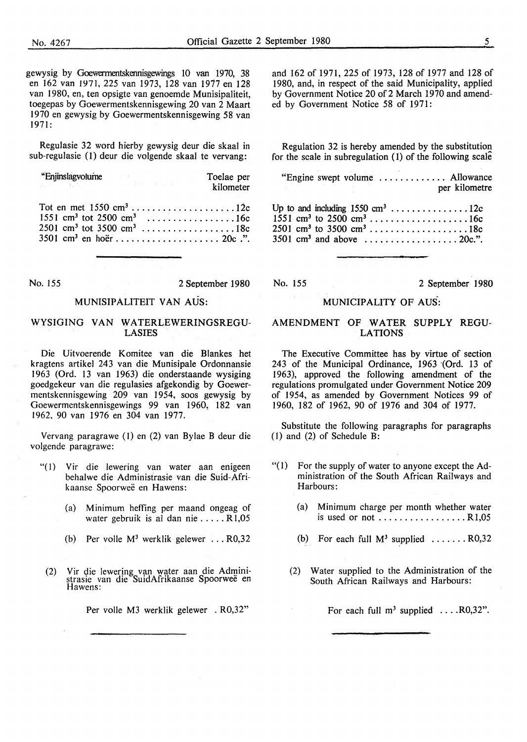gewysig by Goewermentskennisgewings 10 van 1970, 38 en 162 van 1971, 225 van 1973, 128 van 1977 en 128 van 1980, en, ten opsigte van genoemde Munisipaliteit, toegepas by Goewermentskennisgewing 20 van 2 Maart 1970 en gewysig by Goewermentskennisgewing 58 van 1971:

Regulasie 32 word hierby gewysig deur die skaal in sub-regulasie (1) deur die volgende skaal te vervang:

| "Enjinslagvolume | Toelae per kilometer |
|---|---|
| Tot en met 1550 $cm^3$ | 12c |
| 1551 $cm^3$ tot 2500 $cm^3$ | 16c |
| 2501 $cm^3$ tot 3500 $cm^3$ | 18c |
| 3501 $cm^3$ en hoër | 20c .". |

and 162 of 1971, 225 of 1973, 128 of 1977 and 128 of 1980, and, in respect of the said Municipality, applied by Government Notice 20 of 2 March 1970 and amended by Government Notice 58 of 1971:

Regulation 32 is hereby amended by the substitution for the scale in subregulation (1) of the following scale

| "Engine swept volume | Allowance per kilometre |
|---|---|
| Up to and including 1550 $cm^3$ | 12c |
| 1551 $cm^3$ to 2500 $cm^3$ | 16c |
| 2501 $cm^3$ to 3500 $cm^3$ | 18c |
| 3501 $cm^3$ and above | 20c.". |

No. 155 2 September 1980

## MUNISIPALITEIT VAN AUS:

## WYSIGING VAN WATERLEWERINGSREGULASIES

Die Uitvoerende Komitee van die Blankes het kragtens artikel 243 van die Munisipale Ordonnansie 1963 (Ord. 13 van 1963) die onderstaande wysiging goedgekeur van die regulasies afgekondig by Goewermentskennisgewing 209 van 1954, soos gewysig by Goewermentskennisgewings 99 van 1960, 182 van 1962, 90 van 1976 en 304 van 1977.

Vervang paragrawe (1) en (2) van Bylae B deur die volgende paragrawe:

"(1) Vir die lewering van water aan enigeen behalwe die Administrasie van die Suid-Afrikaanse Spoorweë en Hawens:

(a) Minimum heffing per maand ongeag of water gebruik is al dan nie ..... R1,05

(b) Per volle $M^3$ werklik gelewer ... R0,32

(2) Vir die lewering van water aan die Administrasie van die SuidAfrikaanse Spoorweë en Hawens:

Per volle M3 werklik gelewer . R0,32"

No. 155 2 September 1980

## MUNICIPALITY OF AUS:

## AMENDMENT OF WATER SUPPLY REGULATIONS

The Executive Committee has by virtue of section 243 of the Municipal Ordinance, 1963 (Ord. 13 of 1963), approved the following amendment of the regulations promulgated under Government Notice 209 of 1954, as amended by Government Notices 99 of 1960, 182 of 1962, 90 of 1976 and 304 of 1977.

Substitute the following paragraphs for paragraphs (1) and (2) of Schedule B:

"(1) For the supply of water to anyone except the Administration of the South African Railways and Harbours:

(a) Minimum charge per month whether water is used or not ................. R1,05

(b) For each full $M^3$ supplied ....... R0,32

(2) Water supplied to the Administration of the South African Railways and Harbours:

For each full $m^3$ supplied ....R0,32".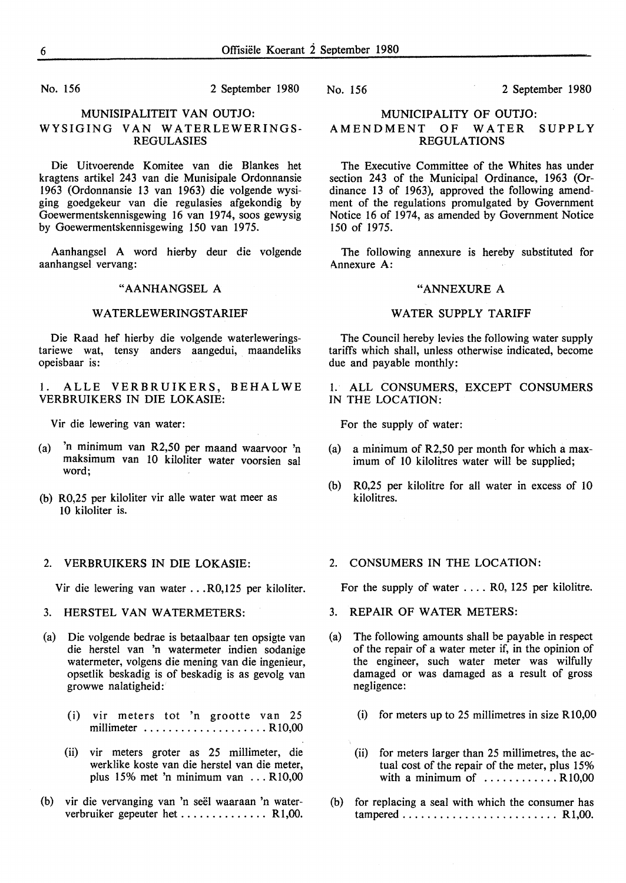No. 156 2 September 1980

## MUNISIPALITEIT VAN OUTJO: WYSIGING VAN WATERLEWERINGS-REGULASIES

Die Uitvoerende Komitee van die Blankes het kragtens artikel 243 van die Munisipale Ordonnansie 1963 (Ordonnansie 13 van 1963) die volgende wysiging goedgekeur van die regulasies afgekondig by Goewermentskennisgewing 16 van 1974, soos gewysig by Goewermentskennisgewing 150 van 1975.

Aanhangsel A word hierby deur die volgende aanhangsel vervang:

"AANHANGSEL A

WATERLEWERINGSTARIEF

Die Raad hef hierby die volgende waterleweringstariewe wat, tensy anders aangedui, maandeliks opeisbaar is:

1. ALLE VERBRUIKERS, BEHALWE VERBRUIKERS IN DIE LOKASIE:

Vir die lewering van water:

(a) 'n minimum van R2,50 per maand waarvoor 'n maksimum van 10 kiloliter water voorsien sal word;

(b) R0,25 per kiloliter vir alle water wat meer as 10 kiloliter is.

2. VERBRUIKERS IN DIE LOKASIE:

Vir die lewering van water . . . R0,125 per kiloliter.

3. HERSTEL VAN WATERMETERS:

(a) Die volgende bedrae is betaalbaar ten opsigte van die herstel van 'n watermeter indien sodanige watermeter, volgens die mening van die ingenieur, opsetlik beskadig is of beskadig is as gevolg van growwe nalatigheid:

(i) vir meters tot 'n grootte van 25 millimeter .................... R10,00

(ii) vir meters groter as 25 millimeter, die werklike koste van die herstel van die meter, plus 15% met 'n minimum van ... R10,00

(b) vir die vervanging van 'n seël waaraan 'n waterverbruiker gepeuter het .............. R1,00.

No. 156 2 September 1980

## MUNICIPALITY OF OUTJO: AMENDMENT OF WATER SUPPLY REGULATIONS

The Executive Committee of the Whites has under section 243 of the Municipal Ordinance, 1963 (Ordinance 13 of 1963), approved the following amendment of the regulations promulgated by Government Notice 16 of 1974, as amended by Government Notice 150 of 1975.

The following annexure is hereby substituted for Annexure A:

"ANNEXURE A

WATER SUPPLY TARIFF

The Council hereby levies the following water supply tariffs which shall, unless otherwise indicated, become due and payable monthly:

1. ALL CONSUMERS, EXCEPT CONSUMERS IN THE LOCATION:

For the supply of water:

(a) a minimum of R2,50 per month for which a maximum of 10 kilolitres water will be supplied;

(b) R0,25 per kilolitre for all water in excess of 10 kilolitres.

2. CONSUMERS IN THE LOCATION:

For the supply of water .... R0, 125 per kilolitre.

3. REPAIR OF WATER METERS:

(a) The following amounts shall be payable in respect of the repair of a water meter if, in the opinion of the engineer, such water meter was wilfully damaged or was damaged as a result of gross negligence:

(i) for meters up to 25 millimetres in size R10,00

(ii) for meters larger than 25 millimetres, the actual cost of the repair of the meter, plus 15% with a minimum of ............ R10,00

(b) for replacing a seal with which the consumer has tampered ......................... R1,00.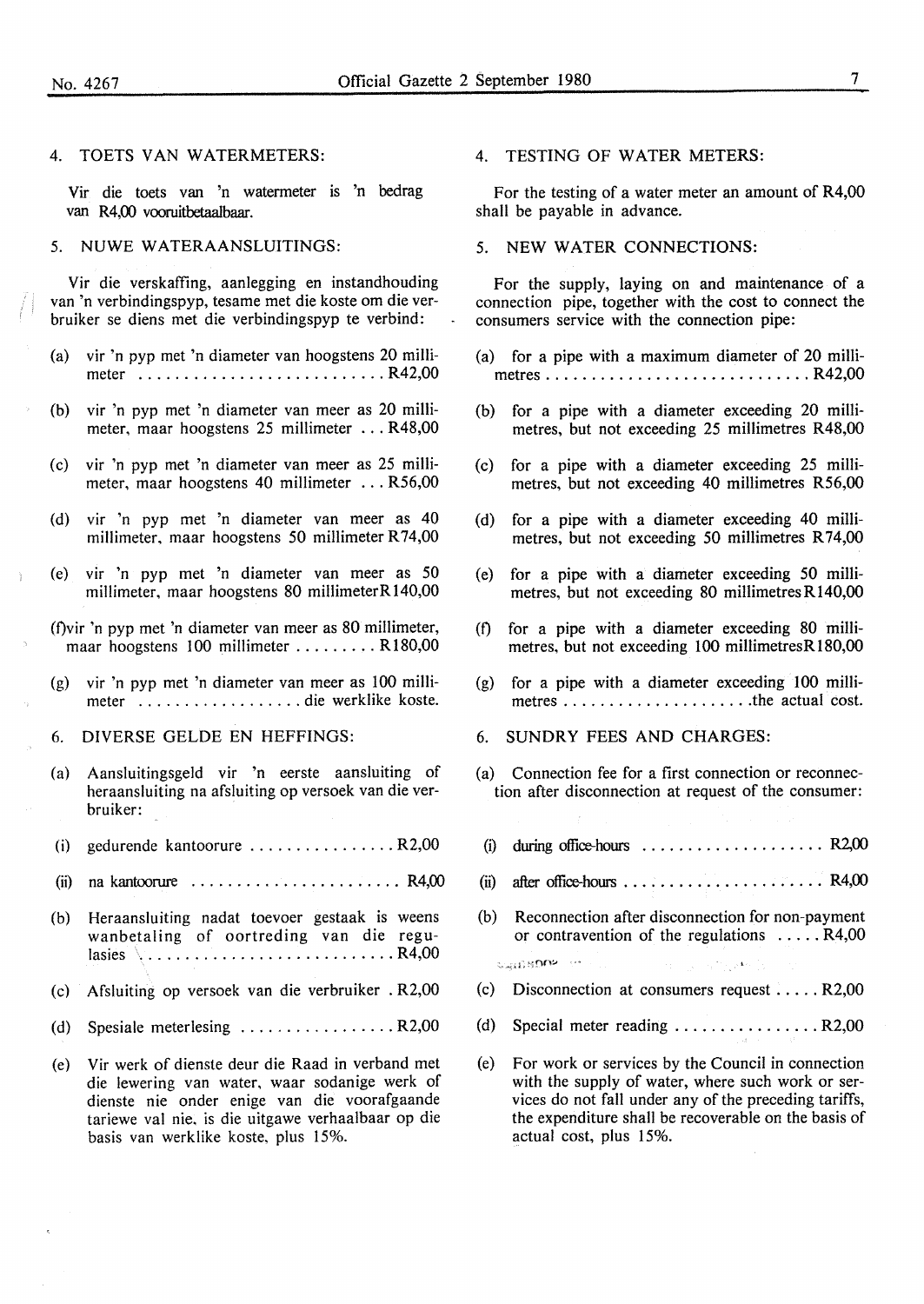## 4. TOETS VAN WATERMETERS:

Vir die toets van 'n watermeter is 'n bedrag van R4,00 vooruitbetaalbaar.

## 5. NUWE WATERAANSLUITINGS:

Vir die verskaffing, aanlegging en instandhouding van 'n verbindingspyp, tesame met die koste om die verbruiker se diens met die verbindingspyp te verbind:

(a) vir 'n pyp met 'n diameter van hoogstens 20 millimeter ........................... R42,00

(b) vir 'n pyp met 'n diameter van meer as 20 millimeter, maar hoogstens 25 millimeter ... R48,00

(c) vir 'n pyp met 'n diameter van meer as 25 millimeter, maar hoogstens 40 millimeter ... R56,00

(d) vir 'n pyp met 'n diameter van meer as 40 millimeter, maar hoogstens 50 millimeter R74,00

(e) vir 'n pyp met 'n diameter van meer as 50 millimeter, maar hoogstens 80 millimeter R140,00

(f) vir 'n pyp met 'n diameter van meer as 80 millimeter, maar hoogstens 100 millimeter ......... R180,00

(g) vir 'n pyp met 'n diameter van meer as 100 millimeter .................. die werklike koste.

## 6. DIVERSE GELDE EN HEFFINGS:

(a) Aansluitingsgeld vir 'n eerste aansluiting of heraansluiting na afsluiting op versoek van die verbruiker:

(i) gedurende kantoorure ................ R2,00

(ii) na kantoorure ....................... R4,00

(b) Heraansluiting nadat toevoer gestaak is weens wanbetaling of oortreding van die regulasies ........................... R4,00

(c) Afsluiting op versoek van die verbruiker . R2,00

(d) Spesiale meterlesing ................. R2,00

(e) Vir werk of dienste deur die Raad in verband met die lewering van water, waar sodanige werk of dienste nie onder enige van die voorafgaande tariewe val nie, is die uitgawe verhaalbaar op die basis van werklike koste, plus 15%.

## 4. TESTING OF WATER METERS:

For the testing of a water meter an amount of R4,00 shall be payable in advance.

## 5. NEW WATER CONNECTIONS:

For the supply, laying on and maintenance of a connection pipe, together with the cost to connect the consumers service with the connection pipe:

(a) for a pipe with a maximum diameter of 20 millimetres ............................. R42,00

(b) for a pipe with a diameter exceeding 20 millimetres, but not exceeding 25 millimetres R48,00

(c) for a pipe with a diameter exceeding 25 millimetres, but not exceeding 40 millimetres R56,00

(d) for a pipe with a diameter exceeding 40 millimetres, but not exceeding 50 millimetres R74,00

(e) for a pipe with a diameter exceeding 50 millimetres, but not exceeding 80 millimetres R140,00

(f) for a pipe with a diameter exceeding 80 millimetres, but not exceeding 100 millimetres R180,00

(g) for a pipe with a diameter exceeding 100 millimetres ..................... the actual cost.

## 6. SUNDRY FEES AND CHARGES:

(a) Connection fee for a first connection or reconnection after disconnection at request of the consumer:

(i) during office-hours .................... R2,00

(ii) after office-hours ...................... R4,00

(b) Reconnection after disconnection for non-payment or contravention of the regulations ..... R4,00

(c) Disconnection at consumers request ..... R2,00

(d) Special meter reading ................ R2,00

(e) For work or services by the Council in connection with the supply of water, where such work or services do not fall under any of the preceding tariffs, the expenditure shall be recoverable on the basis of actual cost, plus 15%.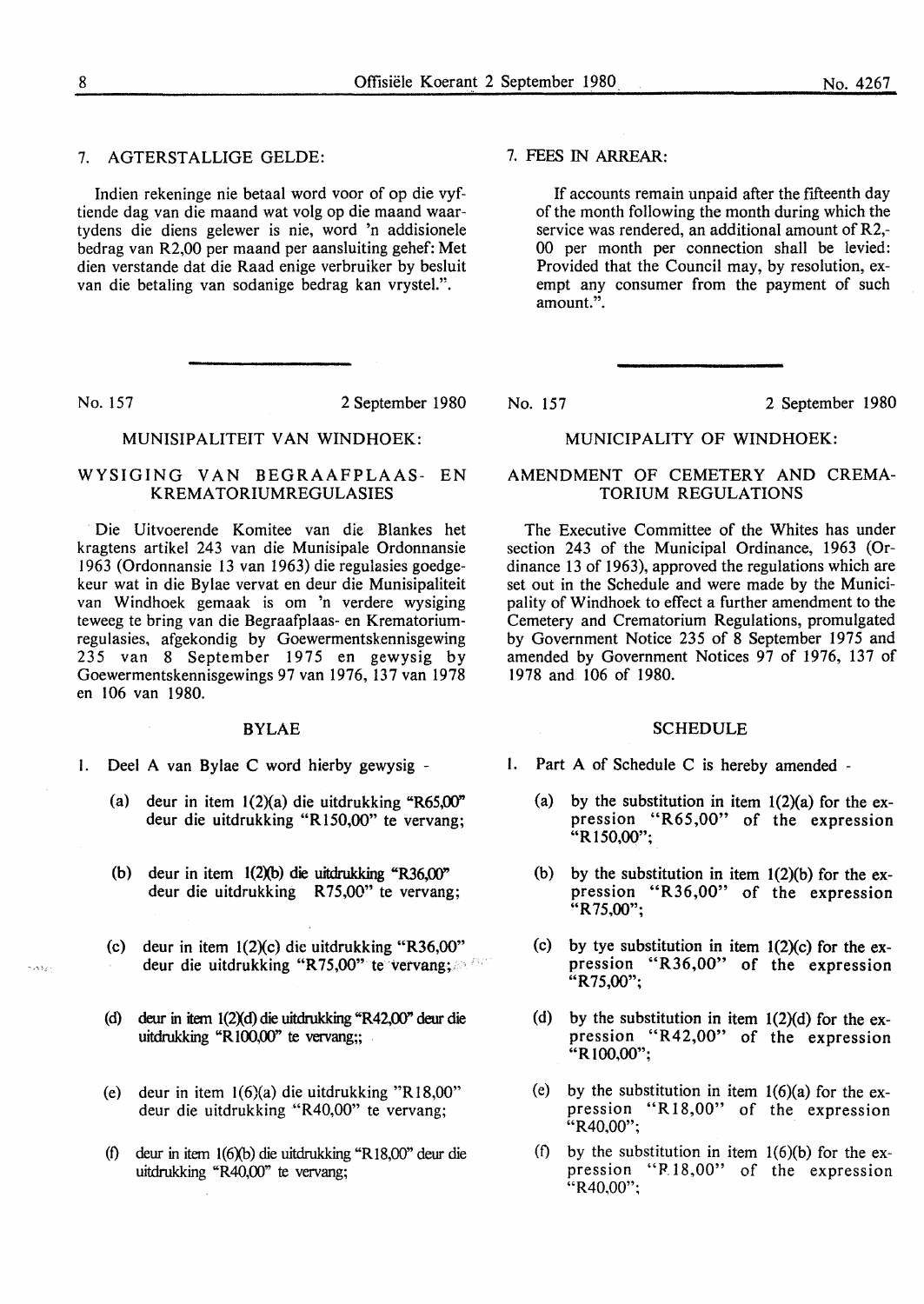7. AGTERSTALLIGE GELDE:

Indien rekeninge nie betaal word voor of op die vyftiende dag van die maand wat volg op die maand waartydens die diens gelewer is nie, word 'n addisionele bedrag van R2,00 per maand per aansluiting gehef: Met dien verstande dat die Raad enige verbruiker by besluit van die betaling van sodanige bedrag kan vrystel.".

No. 157 2 September 1980

MUNISIPALITEIT VAN WINDHOEK:

WYSIGING VAN BEGRAAFPLAAS- EN KREMATORIUMREGULASIES

Die Uitvoerende Komitee van die Blankes het kragtens artikel 243 van die Munisipale Ordonnansie 1963 (Ordonnansie 13 van 1963) die regulasies goedgekeur wat in die Bylae vervat en deur die Munisipaliteit van Windhoek gemaak is om 'n verdere wysiging teweeg te bring van die Begraafplaas- en Krematoriumregulasies, afgekondig by Goewermentskennisgewing 235 van 8 September 1975 en gewysig by Goewermentskennisgewings 97 van 1976, 137 van 1978 en 106 van 1980.

BYLAE

1. Deel A van Bylae C word hierby gewysig -

(a) deur in item 1(2)(a) die uitdrukking "R65,00" deur die uitdrukking "R150,00" te vervang;

(b) deur in item 1(2)(b) die uitdrukking "R36,00" deur die uitdrukking R75,00" te vervang;

(c) deur in item 1(2)(c) die uitdrukking "R36,00" deur die uitdrukking "R75,00" te vervang;

(d) deur in item 1(2)(d) die uitdrukking "R42,00" deur die uitdrukking "R100,00" te vervang;;

(e) deur in item 1(6)(a) die uitdrukking "R18,00" deur die uitdrukking "R40,00" te vervang;

(f) deur in item 1(6)(b) die uitdrukking "R18,00" deur die uitdrukking "R40,00" te vervang;

7. FEES IN ARREAR:

If accounts remain unpaid after the fifteenth day of the month following the month during which the service was rendered, an additional amount of R2,-00 per month per connection shall be levied: Provided that the Council may, by resolution, exempt any consumer from the payment of such amount.".

No. 157 2 September 1980

MUNICIPALITY OF WINDHOEK:

AMENDMENT OF CEMETERY AND CREMATORIUM REGULATIONS

The Executive Committee of the Whites has under section 243 of the Municipal Ordinance, 1963 (Ordinance 13 of 1963), approved the regulations which are set out in the Schedule and were made by the Municipality of Windhoek to effect a further amendment to the Cemetery and Crematorium Regulations, promulgated by Government Notice 235 of 8 September 1975 and amended by Government Notices 97 of 1976, 137 of 1978 and 106 of 1980.

SCHEDULE

1. Part A of Schedule C is hereby amended -

(a) by the substitution in item 1(2)(a) for the expression "R65,00" of the expression "R150,00";

(b) by the substitution in item 1(2)(b) for the expression "R36,00" of the expression "R75,00";

(c) by tye substitution in item 1(2)(c) for the expression "R36,00" of the expression "R75,00";

(d) by the substitution in item 1(2)(d) for the expression "R42,00" of the expression "R100,00";

(e) by the substitution in item 1(6)(a) for the expression "R18,00" of the expression "R40,00";

(f) by the substitution in item 1(6)(b) for the expression "R18,00" of the expression "R40,00";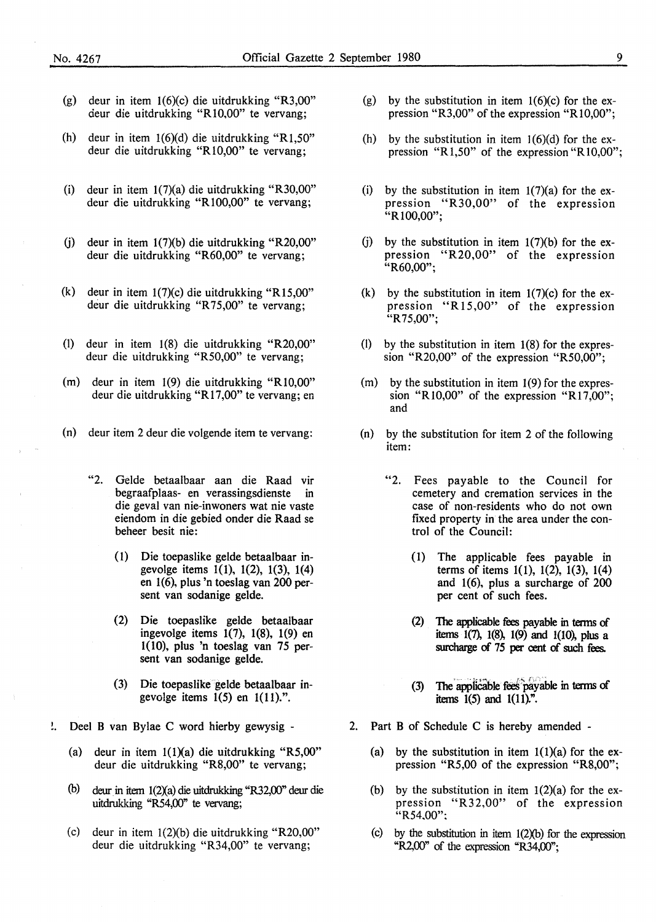(g) deur in item 1(6)(c) die uitdrukking "R3,00" deur die uitdrukking "R10,00" te vervang;

(h) deur in item 1(6)(d) die uitdrukking "R1,50" deur die uitdrukking "R10,00" te vervang;

(i) deur in item 1(7)(a) die uitdrukking "R30,00" deur die uitdrukking "R100,00" te vervang;

(j) deur in item 1(7)(b) die uitdrukking "R20,00" deur die uitdrukking "R60,00" te vervang;

(k) deur in item 1(7)(c) die uitdrukking "R15,00" deur die uitdrukking "R75,00" te vervang;

(l) deur in item 1(8) die uitdrukking "R20,00" deur die uitdrukking "R50,00" te vervang;

(m) deur in item 1(9) die uitdrukking "R10,00" deur die uitdrukking "R17,00" te vervang; en

(n) deur item 2 deur die volgende item te vervang:

> "2. Gelde betaalbaar aan die Raad vir begraafplaas- en verassingsdienste in die geval van nie-inwoners wat nie vaste eiendom in die gebied onder die Raad se beheer besit nie:
>
> (1) Die toepaslike gelde betaalbaar ingevolge items 1(1), 1(2), 1(3), 1(4) en 1(6), plus 'n toeslag van 200 persent van sodanige gelde.
>
> (2) Die toepaslike gelde betaalbaar ingevolge items 1(7), 1(8), 1(9) en 1(10), plus 'n toeslag van 75 persent van sodanige gelde.
>
> (3) Die toepaslike gelde betaalbaar ingevolge items 1(5) en 1(11).".

2. Deel B van Bylae C word hierby gewysig -

(a) deur in item 1(1)(a) die uitdrukking "R5,00" deur die uitdrukking "R8,00" te vervang;

(b) deur in item 1(2)(a) die uitdrukking "R32,00" deur die uitdrukking "R54,00" te vervang;

(c) deur in item 1(2)(b) die uitdrukking "R20,00" deur die uitdrukking "R34,00" te vervang;

---

(g) by the substitution in item 1(6)(c) for the expression "R3,00" of the expression "R10,00";

(h) by the substitution in item 1(6)(d) for the expression "R1,50" of the expression "R10,00";

(i) by the substitution in item 1(7)(a) for the expression "R30,00" of the expression "R100,00";

(j) by the substitution in item 1(7)(b) for the expression "R20,00" of the expression "R60,00";

(k) by the substitution in item 1(7)(c) for the expression "R15,00" of the expression "R75,00";

(l) by the substitution in item 1(8) for the expression "R20,00" of the expression "R50,00";

(m) by the substitution in item 1(9) for the expression "R10,00" of the expression "R17,00"; and

(n) by the substitution for item 2 of the following item:

> "2. Fees payable to the Council for cemetery and cremation services in the case of non-residents who do not own fixed property in the area under the control of the Council:
>
> (1) The applicable fees payable in terms of items 1(1), 1(2), 1(3), 1(4) and 1(6), plus a surcharge of 200 per cent of such fees.
>
> (2) The applicable fees payable in terms of items 1(7), 1(8), 1(9) and 1(10), plus a surcharge of 75 per cent of such fees.
>
> (3) The applicable fees payable in terms of items 1(5) and 1(11).".

2. Part B of Schedule C is hereby amended -

(a) by the substitution in item 1(1)(a) for the expression "R5,00 of the expression "R8,00";

(b) by the substitution in item 1(2)(a) for the expression "R32,00" of the expression "R54,00";

(c) by the substitution in item 1(2)(b) for the expression "R2,00" of the expression "R34,00";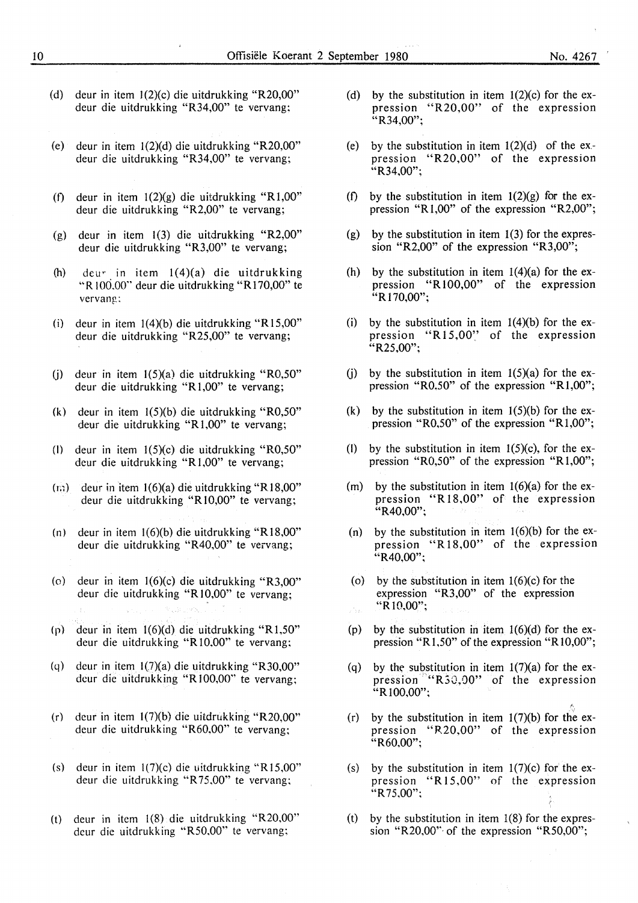(d) deur in item 1(2)(c) die uitdrukking "R20,00" deur die uitdrukking "R34,00" te vervang;

(e) deur in item 1(2)(d) die uitdrukking "R20,00" deur die uitdrukking "R34,00" te vervang;

(f) deur in item 1(2)(g) die uitdrukking "R1,00" deur die uitdrukking "R2,00" te vervang;

(g) deur in item 1(3) die uitdrukking "R2,00" deur die uitdrukking "R3,00" te vervang;

(h) deur in item 1(4)(a) die uitdrukking "R100,00" deur die uitdrukking "R170,00" te vervang;

(i) deur in item 1(4)(b) die uitdrukking "R15,00" deur die uitdrukking "R25,00" te vervang;

(j) deur in item 1(5)(a) die uitdrukking "R0,50" deur die uitdrukking "R1,00" te vervang;

(k) deur in item 1(5)(b) die uitdrukking "R0,50" deur die uitdrukking "R1,00" te vervang;

(l) deur in item 1(5)(c) die uitdrukking "R0,50" deur die uitdrukking "R1,00" te vervang;

(m) deur in item 1(6)(a) die uitdrukking "R18,00" deur die uitdrukking "R10,00" te vervang;

(n) deur in item 1(6)(b) die uitdrukking "R18,00" deur die uitdrukking "R40,00" te vervang;

(o) deur in item 1(6)(c) die uitdrukking "R3,00" deur die uitdrukking "R10,00" te vervang;

(p) deur in item 1(6)(d) die uitdrukking "R1,50" deur die uitdrukking "R10,00" te vervang;

(q) deur in item 1(7)(a) die uitdrukking "R30,00" deur die uitdrukking "R100,00" te vervang;

(r) deur in item 1(7)(b) die uitdrukking "R20,00" deur die uitdrukking "R60,00" te vervang;

(s) deur in item 1(7)(c) die uitdrukking "R15,00" deur die uitdrukking "R75,00" te vervang;

(t) deur in item 1(8) die uitdrukking "R20,00" deur die uitdrukking "R50,00" te vervang;

(d) by the substitution in item 1(2)(c) for the expression "R20,00" of the expression "R34,00";

(e) by the substitution in item 1(2)(d) of the expression "R20,00" of the expression "R34,00";

(f) by the substitution in item 1(2)(g) for the expression "R1,00" of the expression "R2,00";

(g) by the substitution in item 1(3) for the expression "R2,00" of the expression "R3,00";

(h) by the substitution in item 1(4)(a) for the expression "R100,00" of the expression "R170,00";

(i) by the substitution in item 1(4)(b) for the expression "R15,00" of the expression "R25,00";

(j) by the substitution in item 1(5)(a) for the expression "R0.50" of the expression "R1,00";

(k) by the substitution in item 1(5)(b) for the expression "R0,50" of the expression "R1,00";

(l) by the substitution in item 1(5)(c), for the expression "R0,50" of the expression "R1,00";

(m) by the substitution in item 1(6)(a) for the expression "R18,00" of the expression "R40,00";

(n) by the substitution in item 1(6)(b) for the expression "R18,00" of the expression "R40,00";

(o) by the substitution in item 1(6)(c) for the expression "R3,00" of the expression "R10,00";

(p) by the substitution in item 1(6)(d) for the expression "R1,50" of the expression "R10,00";

(q) by the substitution in item 1(7)(a) for the expression "R30,00" of the expression "R100,00";

(r) by the substitution in item 1(7)(b) for the expression "R20,00" of the expression "R60,00";

(s) by the substitution in item 1(7)(c) for the expression "R15,00" of the expression "R75,00";

(t) by the substitution in item 1(8) for the expression "R20,00" of the expression "R50,00";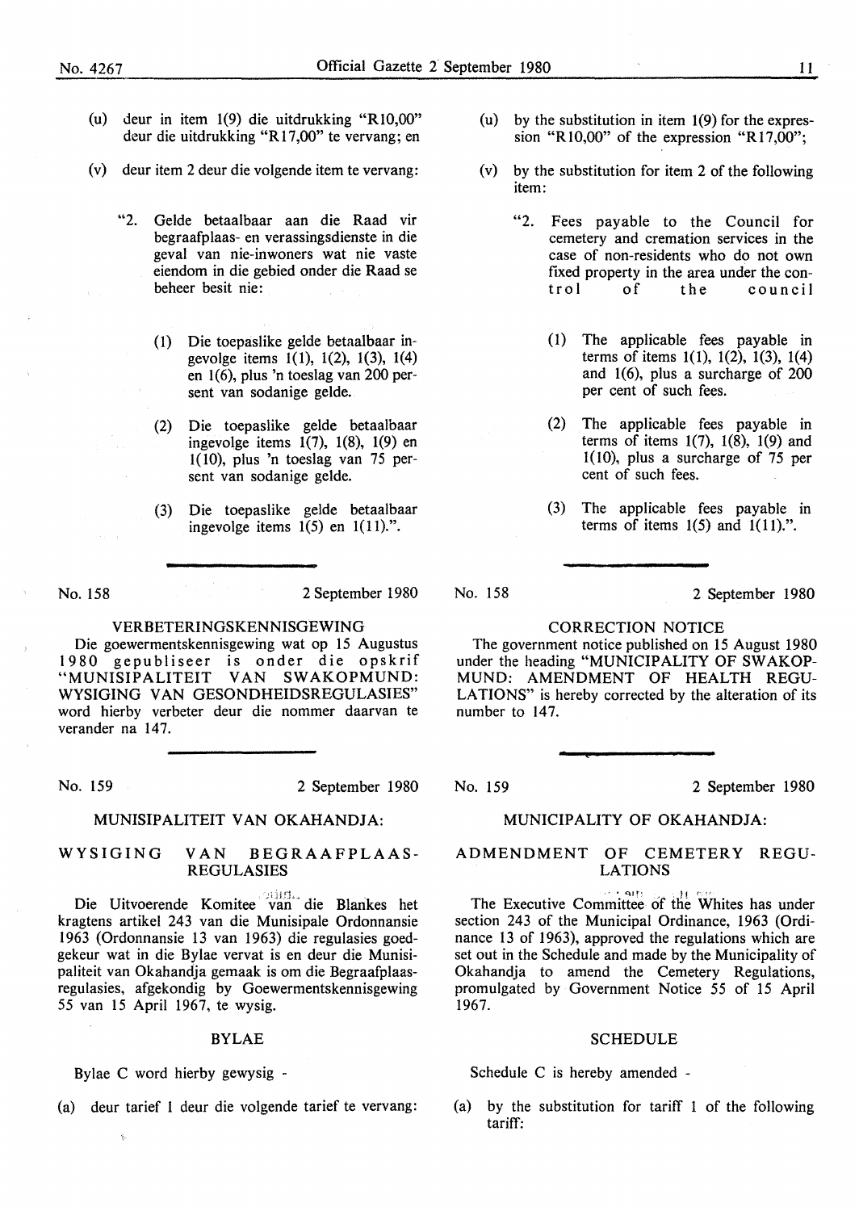(u) deur in item 1(9) die uitdrukking "R10,00" deur die uitdrukking "R17,00" te vervang; en

(v) deur item 2 deur die volgende item te vervang:

"2. Gelde betaalbaar aan die Raad vir begraafplaas- en verassingsdienste in die geval van nie-inwoners wat nie vaste eiendom in die gebied onder die Raad se beheer besit nie:

(1) Die toepaslike gelde betaalbaar ingevolge items 1(1), 1(2), 1(3), 1(4) en 1(6), plus 'n toeslag van 200 persent van sodanige gelde.

(2) Die toepaslike gelde betaalbaar ingevolge items 1(7), 1(8), 1(9) en 1(10), plus 'n toeslag van 75 persent van sodanige gelde.

(3) Die toepaslike gelde betaalbaar ingevolge items 1(5) en 1(11).".

(u) by the substitution in item 1(9) for the expression "R10,00" of the expression "R17,00";

(v) by the substitution for item 2 of the following item:

"2. Fees payable to the Council for cemetery and cremation services in the case of non-residents who do not own fixed property in the area under the control of the council

(1) The applicable fees payable in terms of items 1(1), 1(2), 1(3), 1(4) and 1(6), plus a surcharge of 200 per cent of such fees.

(2) The applicable fees payable in terms of items 1(7), 1(8), 1(9) and 1(10), plus a surcharge of 75 per cent of such fees.

(3) The applicable fees payable in terms of items 1(5) and 1(11).".

---

No. 158 — 2 September 1980

## VERBETERINGSKENNISGEWING

Die goewermentskennisgewing wat op 15 Augustus 1980 gepubliseer is onder die opskrif "MUNISIPALITEIT VAN SWAKOPMUND: WYSIGING VAN GESONDHEIDSREGULASIES" word hierby verbeter deur die nommer daarvan te verander na 147.

No. 158 — 2 September 1980

## CORRECTION NOTICE

The government notice published on 15 August 1980 under the heading "MUNICIPALITY OF SWAKOPMUND: AMENDMENT OF HEALTH REGULATIONS" is hereby corrected by the alteration of its number to 147.

---

No. 159 — 2 September 1980

## MUNISIPALITEIT VAN OKAHANDJA:

## WYSIGING VAN BEGRAAFPLAAS-REGULASIES

Die Uitvoerende Komitee van die Blankes het kragtens artikel 243 van die Munisipale Ordonnansie 1963 (Ordonnansie 13 van 1963) die regulasies goedgekeur wat in die Bylae vervat is en deur die Munisipaliteit van Okahandja gemaak is om die Begraafplaasregulasies, afgekondig by Goewermentskennisgewing 55 van 15 April 1967, te wysig.

### BYLAE

Bylae C word hierby gewysig -

(a) deur tarief 1 deur die volgende tarief te vervang:

No. 159 — 2 September 1980

## MUNICIPALITY OF OKAHANDJA:

## ADMENDMENT OF CEMETERY REGULATIONS

The Executive Committee of the Whites has under section 243 of the Municipal Ordinance, 1963 (Ordinance 13 of 1963), approved the regulations which are set out in the Schedule and made by the Municipality of Okahandja to amend the Cemetery Regulations, promulgated by Government Notice 55 of 15 April 1967.

### SCHEDULE

Schedule C is hereby amended -

(a) by the substitution for tariff 1 of the following tariff: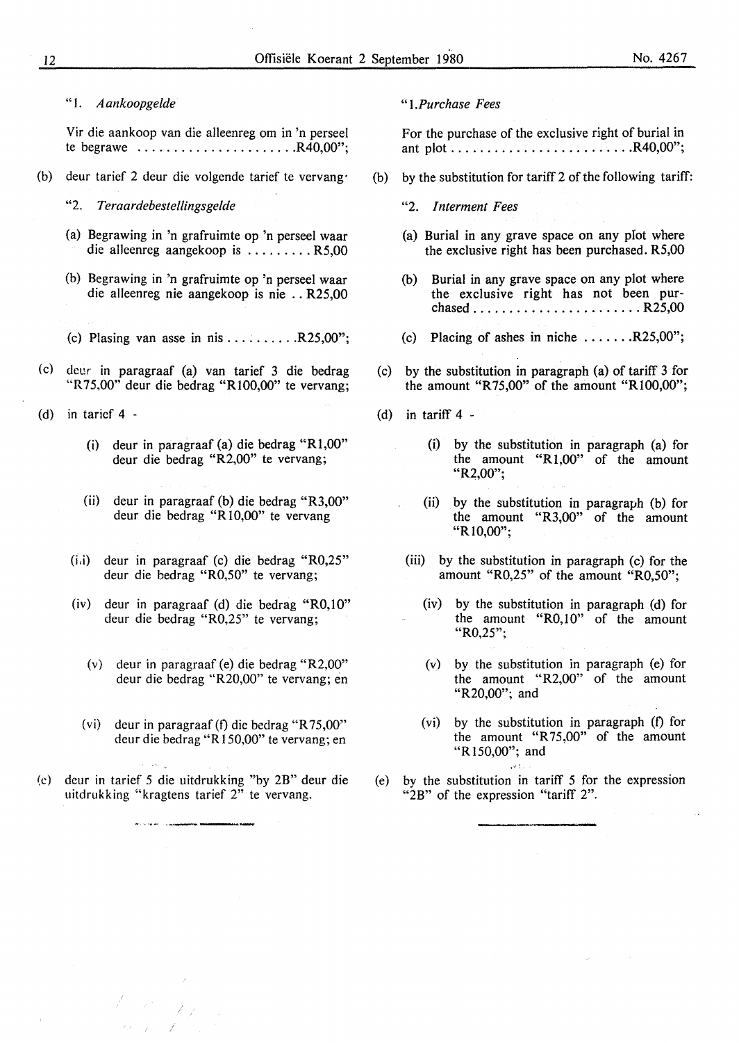"1. *Aankoopgelde*

Vir die aankoop van die alleenreg om in 'n perseel te begrawe ...................... R40,00";

(b) deur tarief 2 deur die volgende tarief te vervang·

"2. *Teraardebestellingsgelde*

(a) Begrawing in 'n grafruimte op 'n perseel waar die alleenreg aangekoop is ......... R5,00

(b) Begrawing in 'n grafruimte op 'n perseel waar die alleenreg nie aangekoop is nie .. R25,00

(c) Plasing van asse in nis .......... R25,00";

(c) deur in paragraaf (a) van tarief 3 die bedrag "R75,00" deur die bedrag "R100,00" te vervang;

(d) in tarief 4 -

(i) deur in paragraaf (a) die bedrag "R1,00" deur die bedrag "R2,00" te vervang;

(ii) deur in paragraaf (b) die bedrag "R3,00" deur die bedrag "R10,00" te vervang

(iii) deur in paragraaf (c) die bedrag "R0,25" deur die bedrag "R0,50" te vervang;

(iv) deur in paragraaf (d) die bedrag "R0,10" deur die bedrag "R0,25" te vervang;

(v) deur in paragraaf (e) die bedrag "R2,00" deur die bedrag "R20,00" te vervang; en

(vi) deur in paragraaf (f) die bedrag "R75,00" deur die bedrag "R150,00" te vervang; en

(e) deur in tarief 5 die uitdrukking "by 2B" deur die uitdrukking "kragtens tarief 2" te vervang.

---

"1. *Purchase Fees*

For the purchase of the exclusive right of burial in ant plot ......................... R40,00";

(b) by the substitution for tariff 2 of the following tariff:

"2. *Interment Fees*

(a) Burial in any grave space on any plot where the exclusive right has been purchased. R5,00

(b) Burial in any grave space on any plot where the exclusive right has not been purchased ....................... R25,00

(c) Placing of ashes in niche ....... R25,00";

(c) by the substitution in paragraph (a) of tariff 3 for the amount "R75,00" of the amount "R100,00";

(d) in tariff 4 -

(i) by the substitution in paragraph (a) for the amount "R1,00" of the amount "R2,00";

(ii) by the substitution in paragraph (b) for the amount "R3,00" of the amount "R10,00";

(iii) by the substitution in paragraph (c) for the amount "R0,25" of the amount "R0,50";

(iv) by the substitution in paragraph (d) for the amount "R0,10" of the amount "R0,25";

(v) by the substitution in paragraph (e) for the amount "R2,00" of the amount "R20,00"; and

(vi) by the substitution in paragraph (f) for the amount "R75,00" of the amount "R150,00"; and

(e) by the substitution in tariff 5 for the expression "2B" of the expression "tariff 2".